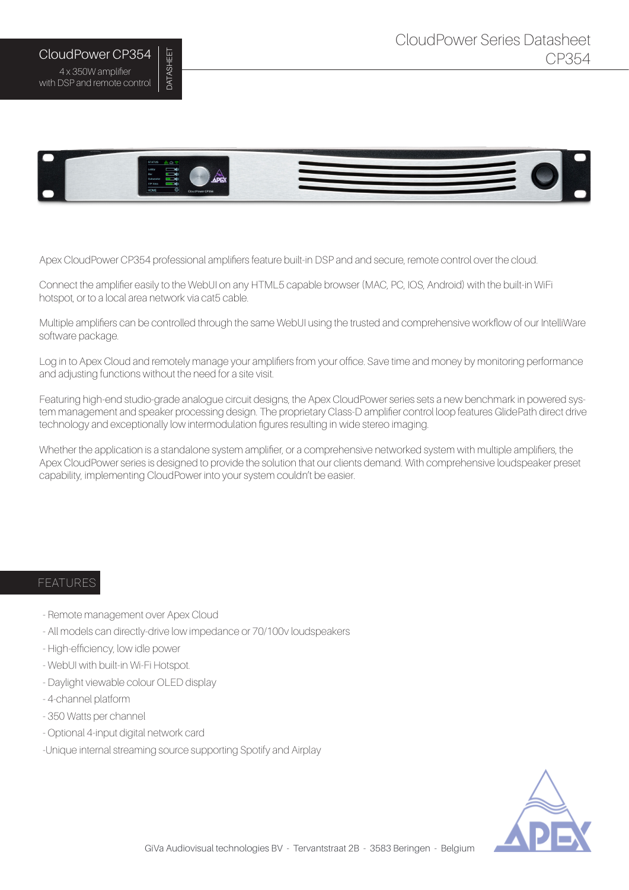# CloudPower CP354

4 x 350W amplifier
with DSP and remote control

DATASHEET

CloudPower Series Datasheet
CP354

Apex CloudPower CP354 professional amplifiers feature built-in DSP and and secure, remote control over the cloud.

Connect the amplifier easily to the WebUI on any HTML5 capable browser (MAC, PC, IOS, Android) with the built-in WiFi hotspot, or to a local area network via cat5 cable.

Multiple amplifiers can be controlled through the same WebUI using the trusted and comprehensive workflow of our IntelliWare software package.

Log in to Apex Cloud and remotely manage your amplifiers from your office. Save time and money by monitoring performance and adjusting functions without the need for a site visit.

Featuring high-end studio-grade analogue circuit designs, the Apex CloudPower series sets a new benchmark in powered system management and speaker processing design. The proprietary Class-D amplifier control loop features GlidePath direct drive technology and exceptionally low intermodulation figures resulting in wide stereo imaging.

Whether the application is a standalone system amplifier, or a comprehensive networked system with multiple amplifiers, the Apex CloudPower series is designed to provide the solution that our clients demand. With comprehensive loudspeaker preset capability, implementing CloudPower into your system couldn't be easier.

## FEATURES

- Remote management over Apex Cloud
- All models can directly-drive low impedance or 70/100v loudspeakers
- High-efficiency, low idle power
- WebUI with built-in Wi-Fi Hotspot.
- Daylight viewable colour OLED display
- 4-channel platform
- 350 Watts per channel
- Optional 4-input digital network card
- Unique internal streaming source supporting Spotify and Airplay

GiVa Audiovisual technologies BV - Tervantstraat 2B - 3583 Beringen - Belgium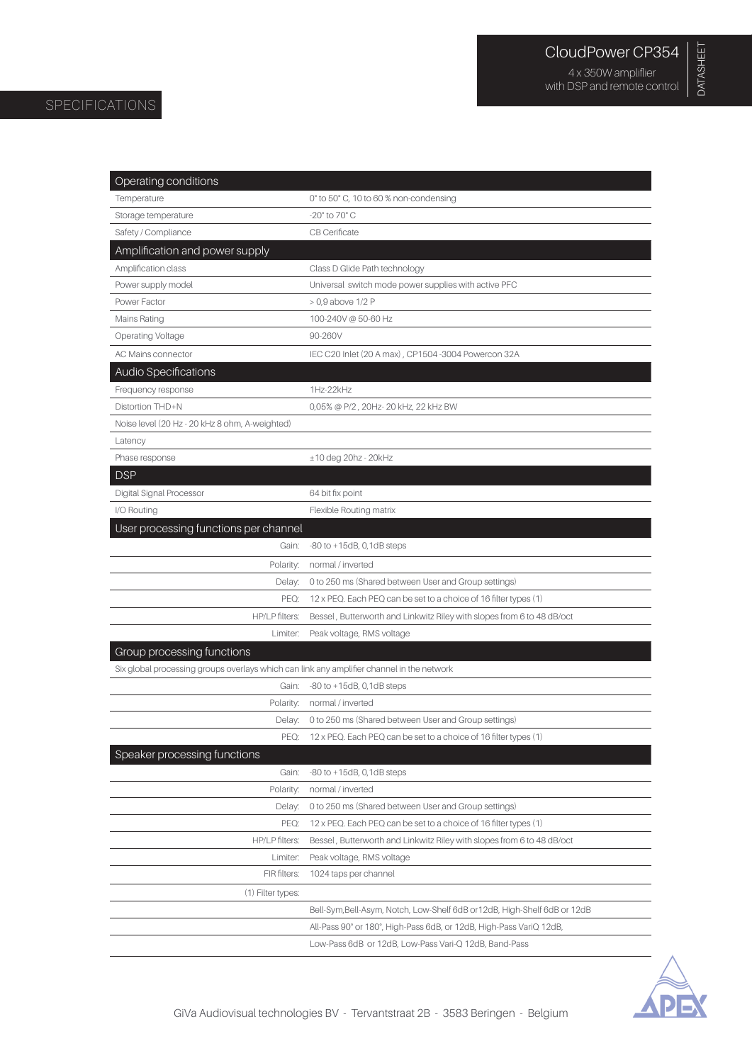# CloudPower CP354

4 x 350W amplifier with DSP and remote control

DATASHEET

## SPECIFICATIONS

| Operating conditions | |
|---|---|
| Temperature | 0° to 50° C, 10 to 60 % non-condensing |
| Storage temperature | -20° to 70° C |
| Safety / Compliance | CB Cerificate |
| **Amplification and power supply** | |
| Amplification class | Class D Glide Path technology |
| Power supply model | Universal switch mode power supplies with active PFC |
| Power Factor | > 0,9 above 1/2 P |
| Mains Rating | 100-240V @ 50-60 Hz |
| Operating Voltage | 90-260V |
| AC Mains connector | IEC C20 Inlet (20 A max) , CP1504 -3004 Powercon 32A |
| **Audio Specifications** | |
| Frequency response | 1Hz-22kHz |
| Distortion THD+N | 0,05% @ P/2 , 20Hz- 20 kHz, 22 kHz BW |
| Noise level (20 Hz - 20 kHz 8 ohm, A-weighted) | |
| Latency | |
| Phase response | ±10 deg 20hz - 20kHz |
| **DSP** | |
| Digital Signal Processor | 64 bit fix point |
| I/O Routing | Flexible Routing matrix |
| **User processing functions per channel** | |
| Gain: | -80 to +15dB, 0,1dB steps |
| Polarity: | normal / inverted |
| Delay: | 0 to 250 ms (Shared between User and Group settings) |
| PEQ: | 12 x PEQ. Each PEQ can be set to a choice of 16 filter types (1) |
| HP/LP filters: | Bessel , Butterworth and Linkwitz Riley with slopes from 6 to 48 dB/oct |
| Limiter: | Peak voltage, RMS voltage |
| **Group processing functions** | |
| Six global processing groups overlays which can link any amplifier channel in the network | |
| Gain: | -80 to +15dB, 0,1dB steps |
| Polarity: | normal / inverted |
| Delay: | 0 to 250 ms (Shared between User and Group settings) |
| PEQ: | 12 x PEQ. Each PEQ can be set to a choice of 16 filter types (1) |
| **Speaker processing functions** | |
| Gain: | -80 to +15dB, 0,1dB steps |
| Polarity: | normal / inverted |
| Delay: | 0 to 250 ms (Shared between User and Group settings) |
| PEQ: | 12 x PEQ. Each PEQ can be set to a choice of 16 filter types (1) |
| HP/LP filters: | Bessel , Butterworth and Linkwitz Riley with slopes from 6 to 48 dB/oct |
| Limiter: | Peak voltage, RMS voltage |
| FIR filters: | 1024 taps per channel |
| (1) Filter types: | |
| | Bell-Sym,Bell-Asym, Notch, Low-Shelf 6dB or12dB, High-Shelf 6dB or 12dB |
| | All-Pass 90° or 180°, High-Pass 6dB, or 12dB, High-Pass VariQ 12dB, |
| | Low-Pass 6dB or 12dB, Low-Pass Vari-Q 12dB, Band-Pass |

GiVa Audiovisual technologies BV - Tervantstraat 2B - 3583 Beringen - Belgium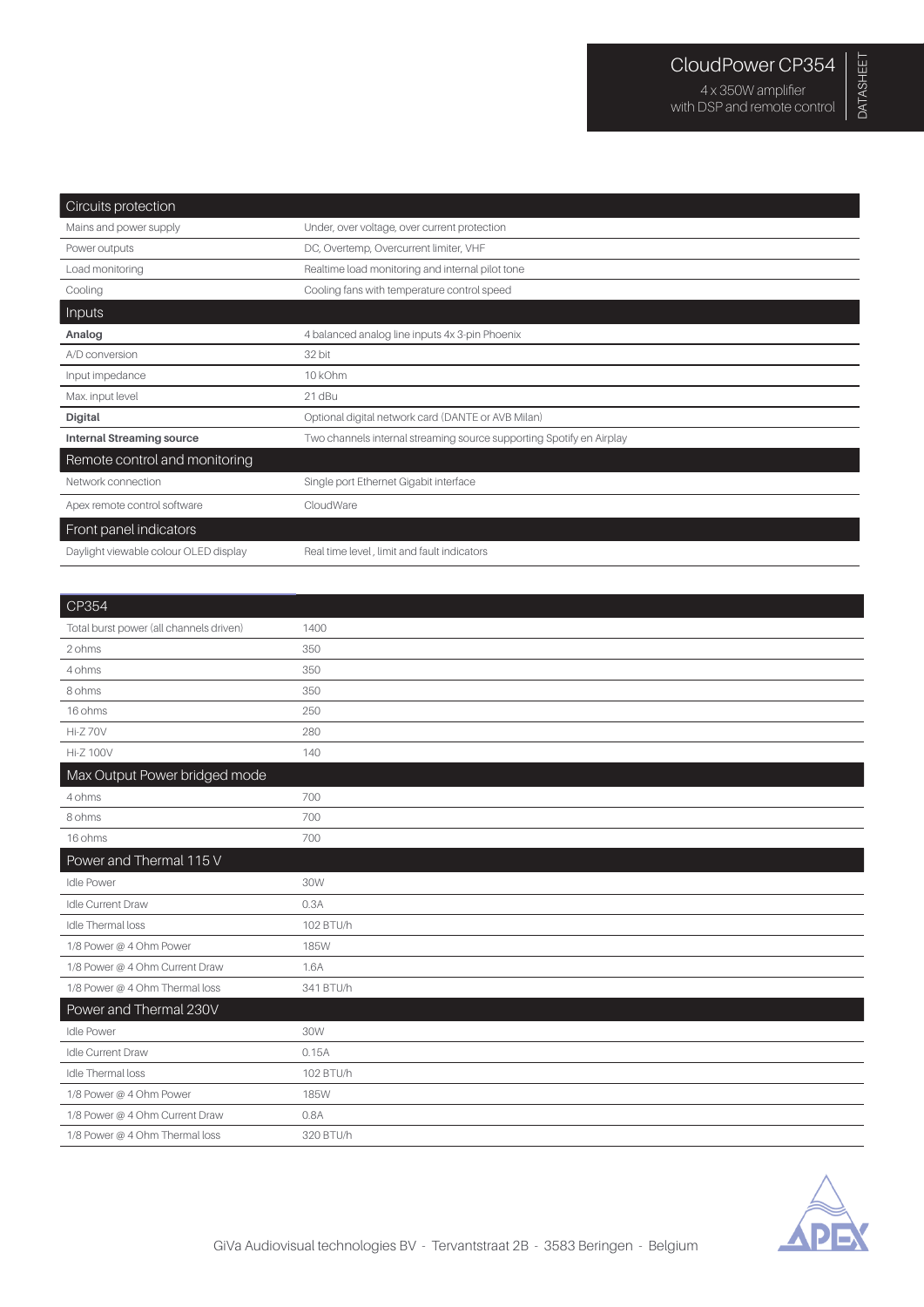## CloudPower CP354

4 x 350W amplifier with DSP and remote control

DATASHEET

| Circuits protection | |
|---|---|
| Mains and power supply | Under, over voltage, over current protection |
| Power outputs | DC, Overtemp, Overcurrent limiter, VHF |
| Load monitoring | Realtime load monitoring and internal pilot tone |
| Cooling | Cooling fans with temperature control speed |
| **Inputs** | |
| **Analog** | 4 balanced analog line inputs 4x 3-pin Phoenix |
| A/D conversion | 32 bit |
| Input impedance | 10 kOhm |
| Max. input level | 21 dBu |
| **Digital** | Optional digital network card (DANTE or AVB Milan) |
| **Internal Streaming source** | Two channels internal streaming source supporting Spotify en Airplay |
| **Remote control and monitoring** | |
| Network connection | Single port Ethernet Gigabit interface |
| Apex remote control software | CloudWare |
| **Front panel indicators** | |
| Daylight viewable colour OLED display | Real time level , limit and fault indicators |

| CP354 | |
|---|---|
| Total burst power (all channels driven) | 1400 |
| 2 ohms | 350 |
| 4 ohms | 350 |
| 8 ohms | 350 |
| 16 ohms | 250 |
| Hi-Z 70V | 280 |
| Hi-Z 100V | 140 |
| **Max Output Power bridged mode** | |
| 4 ohms | 700 |
| 8 ohms | 700 |
| 16 ohms | 700 |
| **Power and Thermal 115 V** | |
| Idle Power | 30W |
| Idle Current Draw | 0.3A |
| Idle Thermal loss | 102 BTU/h |
| 1/8 Power @ 4 Ohm Power | 185W |
| 1/8 Power @ 4 Ohm Current Draw | 1.6A |
| 1/8 Power @ 4 Ohm Thermal loss | 341 BTU/h |
| **Power and Thermal 230V** | |
| Idle Power | 30W |
| Idle Current Draw | 0.15A |
| Idle Thermal loss | 102 BTU/h |
| 1/8 Power @ 4 Ohm Power | 185W |
| 1/8 Power @ 4 Ohm Current Draw | 0.8A |
| 1/8 Power @ 4 Ohm Thermal loss | 320 BTU/h |

GiVa Audiovisual technologies BV - Tervantstraat 2B - 3583 Beringen - Belgium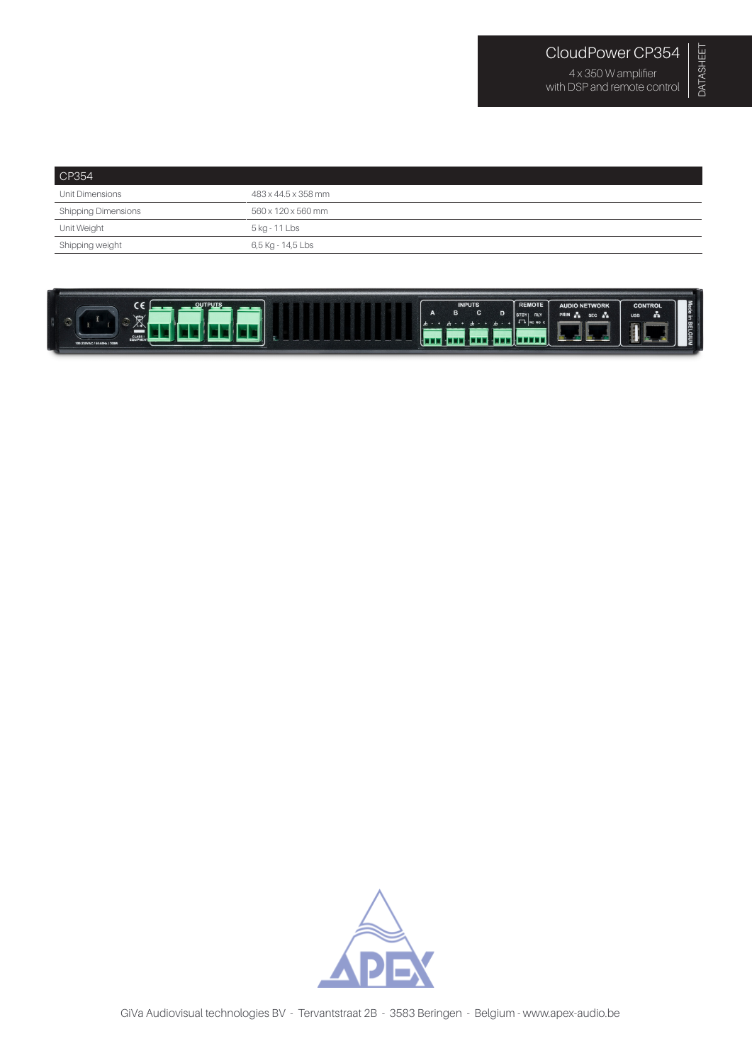# CloudPower CP354

4 x 350 W amplifier
with DSP and remote control

DATASHEET

| CP354 | |
|---|---|
| Unit Dimensions | 483 x 44.5 x 358 mm |
| Shipping Dimensions | 560 x 120 x 560 mm |
| Unit Weight | 5 kg - 11 Lbs |
| Shipping weight | 6,5 Kg - 14,5 Lbs |

GiVa Audiovisual technologies BV - Tervantstraat 2B - 3583 Beringen - Belgium - www.apex-audio.be